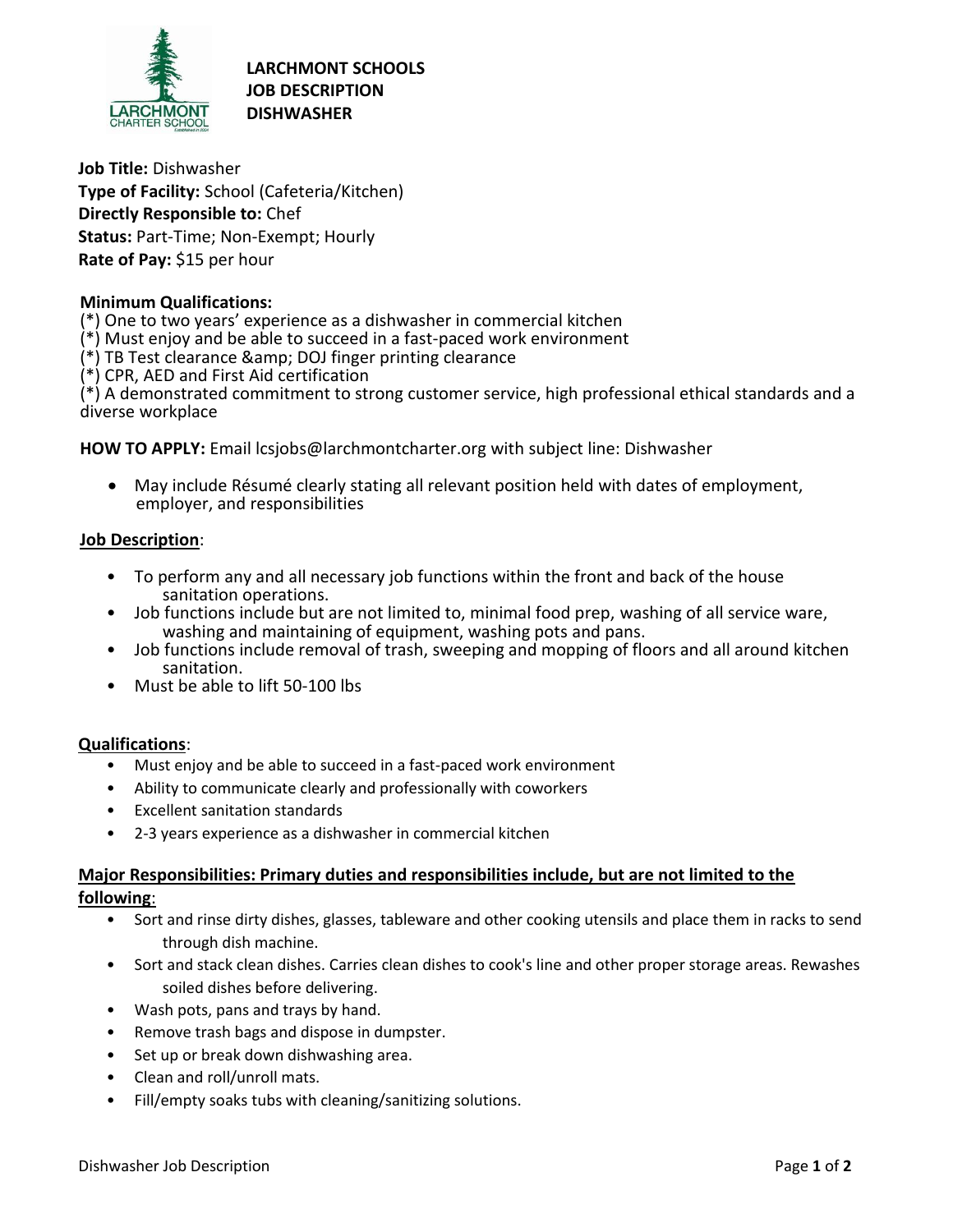# LARCHMONT SCHOOLS
# JOB DESCRIPTION
# DISHWASHER

**Job Title:** Dishwasher
**Type of Facility:** School (Cafeteria/Kitchen)
**Directly Responsible to:** Chef
**Status:** Part-Time; Non-Exempt; Hourly
**Rate of Pay:** $15 per hour

**Minimum Qualifications:**
(*) One to two years' experience as a dishwasher in commercial kitchen
(*) Must enjoy and be able to succeed in a fast-paced work environment
(*) TB Test clearance &amp; DOJ finger printing clearance
(*) CPR, AED and First Aid certification
(*) A demonstrated commitment to strong customer service, high professional ethical standards and a diverse workplace

**HOW TO APPLY:** Email lcsjobs@larchmontcharter.org with subject line: Dishwasher

- May include Résumé clearly stating all relevant position held with dates of employment, employer, and responsibilities

## Job Description:

- To perform any and all necessary job functions within the front and back of the house sanitation operations.
- Job functions include but are not limited to, minimal food prep, washing of all service ware, washing and maintaining of equipment, washing pots and pans.
- Job functions include removal of trash, sweeping and mopping of floors and all around kitchen sanitation.
- Must be able to lift 50-100 lbs

## Qualifications:

- Must enjoy and be able to succeed in a fast-paced work environment
- Ability to communicate clearly and professionally with coworkers
- Excellent sanitation standards
- 2-3 years experience as a dishwasher in commercial kitchen

## Major Responsibilities: Primary duties and responsibilities include, but are not limited to the following:

- Sort and rinse dirty dishes, glasses, tableware and other cooking utensils and place them in racks to send through dish machine.
- Sort and stack clean dishes. Carries clean dishes to cook's line and other proper storage areas. Rewashes soiled dishes before delivering.
- Wash pots, pans and trays by hand.
- Remove trash bags and dispose in dumpster.
- Set up or break down dishwashing area.
- Clean and roll/unroll mats.
- Fill/empty soaks tubs with cleaning/sanitizing solutions.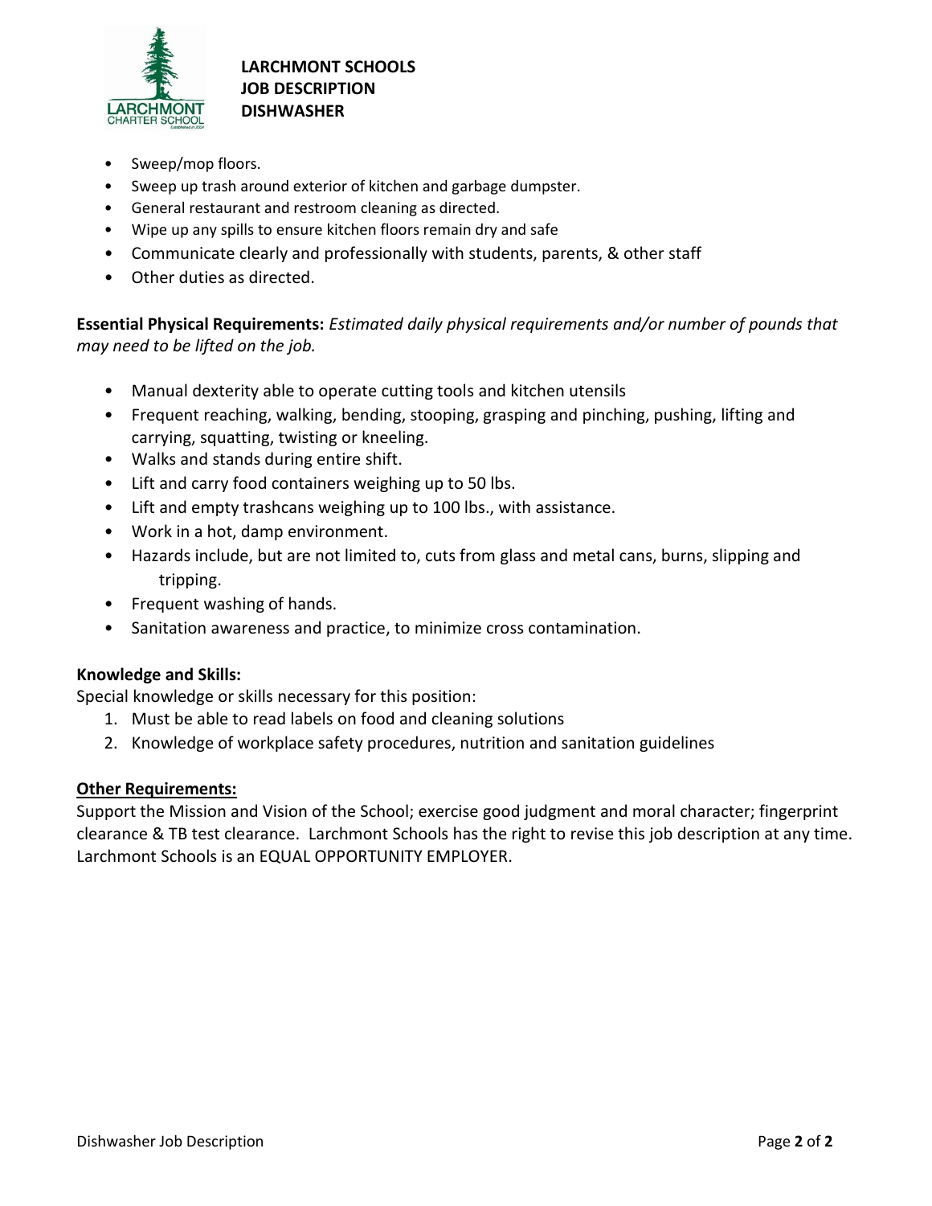**LARCHMONT SCHOOLS**
**JOB DESCRIPTION**
**DISHWASHER**

- Sweep/mop floors.
- Sweep up trash around exterior of kitchen and garbage dumpster.
- General restaurant and restroom cleaning as directed.
- Wipe up any spills to ensure kitchen floors remain dry and safe
- Communicate clearly and professionally with students, parents, & other staff
- Other duties as directed.

**Essential Physical Requirements:** *Estimated daily physical requirements and/or number of pounds that may need to be lifted on the job.*

- Manual dexterity able to operate cutting tools and kitchen utensils
- Frequent reaching, walking, bending, stooping, grasping and pinching, pushing, lifting and carrying, squatting, twisting or kneeling.
- Walks and stands during entire shift.
- Lift and carry food containers weighing up to 50 lbs.
- Lift and empty trashcans weighing up to 100 lbs., with assistance.
- Work in a hot, damp environment.
- Hazards include, but are not limited to, cuts from glass and metal cans, burns, slipping and tripping.
- Frequent washing of hands.
- Sanitation awareness and practice, to minimize cross contamination.

**Knowledge and Skills:**
Special knowledge or skills necessary for this position:

1. Must be able to read labels on food and cleaning solutions
2. Knowledge of workplace safety procedures, nutrition and sanitation guidelines

**Other Requirements:**
Support the Mission and Vision of the School; exercise good judgment and moral character; fingerprint clearance & TB test clearance. Larchmont Schools has the right to revise this job description at any time. Larchmont Schools is an EQUAL OPPORTUNITY EMPLOYER.